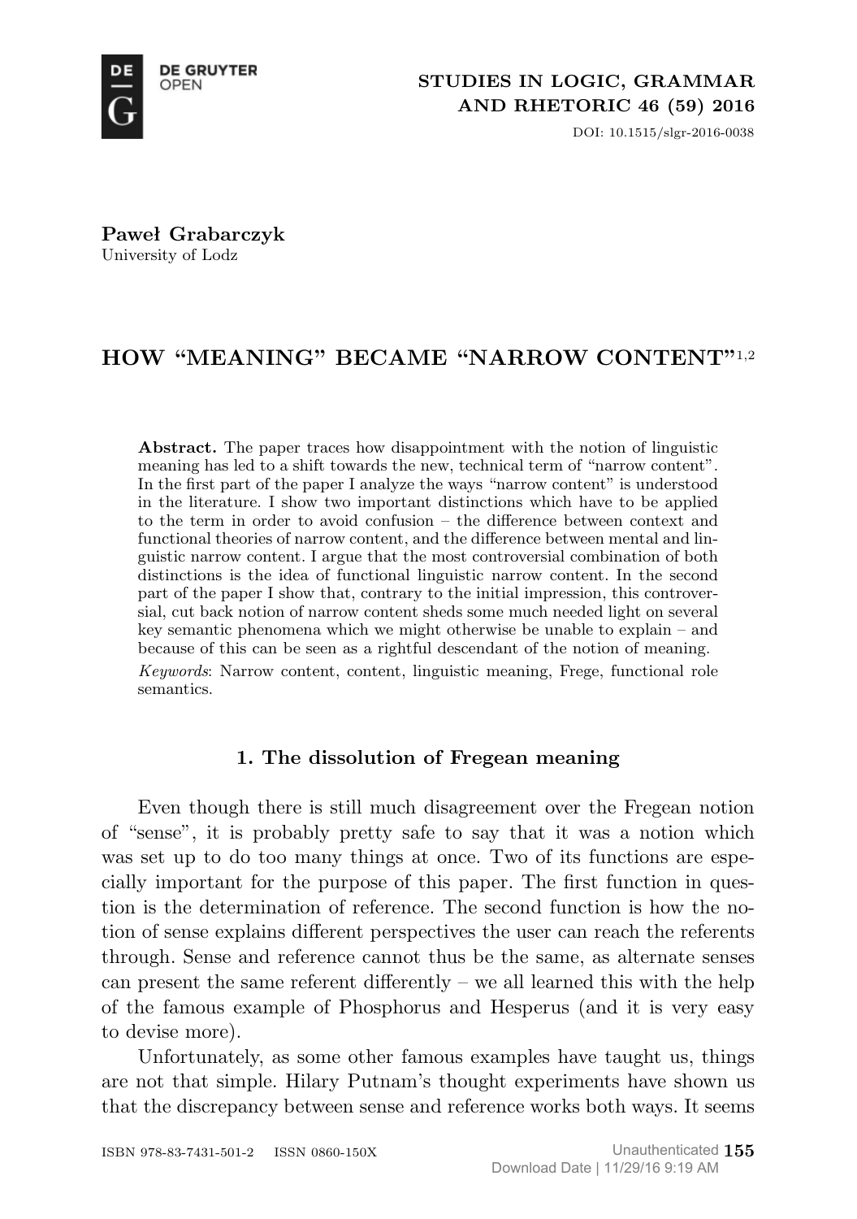Paweł Grabarczyk
University of Lodz

# HOW "MEANING" BECAME "NARROW CONTENT"[1,2]

**Abstract.** The paper traces how disappointment with the notion of linguistic meaning has led to a shift towards the new, technical term of "narrow content". In the first part of the paper I analyze the ways "narrow content" is understood in the literature. I show two important distinctions which have to be applied to the term in order to avoid confusion – the difference between context and functional theories of narrow content, and the difference between mental and linguistic narrow content. I argue that the most controversial combination of both distinctions is the idea of functional linguistic narrow content. In the second part of the paper I show that, contrary to the initial impression, this controversial, cut back notion of narrow content sheds some much needed light on several key semantic phenomena which we might otherwise be unable to explain – and because of this can be seen as a rightful descendant of the notion of meaning.

*Keywords*: Narrow content, content, linguistic meaning, Frege, functional role semantics.

## 1. The dissolution of Fregean meaning

Even though there is still much disagreement over the Fregean notion of "sense", it is probably pretty safe to say that it was a notion which was set up to do too many things at once. Two of its functions are especially important for the purpose of this paper. The first function in question is the determination of reference. The second function is how the notion of sense explains different perspectives the user can reach the referents through. Sense and reference cannot thus be the same, as alternate senses can present the same referent differently – we all learned this with the help of the famous example of Phosphorus and Hesperus (and it is very easy to devise more).

Unfortunately, as some other famous examples have taught us, things are not that simple. Hilary Putnam's thought experiments have shown us that the discrepancy between sense and reference works both ways. It seems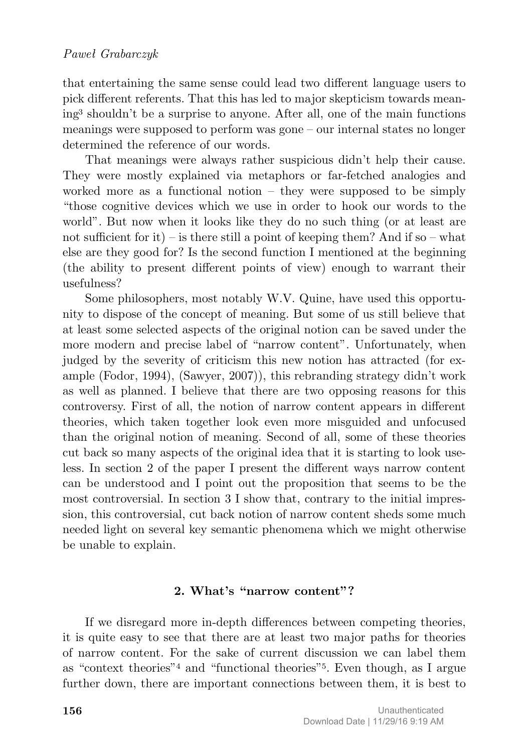that entertaining the same sense could lead two different language users to pick different referents. That this has led to major skepticism towards meaning[3] shouldn't be a surprise to anyone. After all, one of the main functions meanings were supposed to perform was gone – our internal states no longer determined the reference of our words.

That meanings were always rather suspicious didn't help their cause. They were mostly explained via metaphors or far-fetched analogies and worked more as a functional notion – they were supposed to be simply "those cognitive devices which we use in order to hook our words to the world". But now when it looks like they do no such thing (or at least are not sufficient for it) – is there still a point of keeping them? And if so – what else are they good for? Is the second function I mentioned at the beginning (the ability to present different points of view) enough to warrant their usefulness?

Some philosophers, most notably W.V. Quine, have used this opportunity to dispose of the concept of meaning. But some of us still believe that at least some selected aspects of the original notion can be saved under the more modern and precise label of "narrow content". Unfortunately, when judged by the severity of criticism this new notion has attracted (for example (Fodor, 1994), (Sawyer, 2007)), this rebranding strategy didn't work as well as planned. I believe that there are two opposing reasons for this controversy. First of all, the notion of narrow content appears in different theories, which taken together look even more misguided and unfocused than the original notion of meaning. Second of all, some of these theories cut back so many aspects of the original idea that it is starting to look useless. In section 2 of the paper I present the different ways narrow content can be understood and I point out the proposition that seems to be the most controversial. In section 3 I show that, contrary to the initial impression, this controversial, cut back notion of narrow content sheds some much needed light on several key semantic phenomena which we might otherwise be unable to explain.

## 2. What's "narrow content"?

If we disregard more in-depth differences between competing theories, it is quite easy to see that there are at least two major paths for theories of narrow content. For the sake of current discussion we can label them as "context theories"[4] and "functional theories"[5]. Even though, as I argue further down, there are important connections between them, it is best to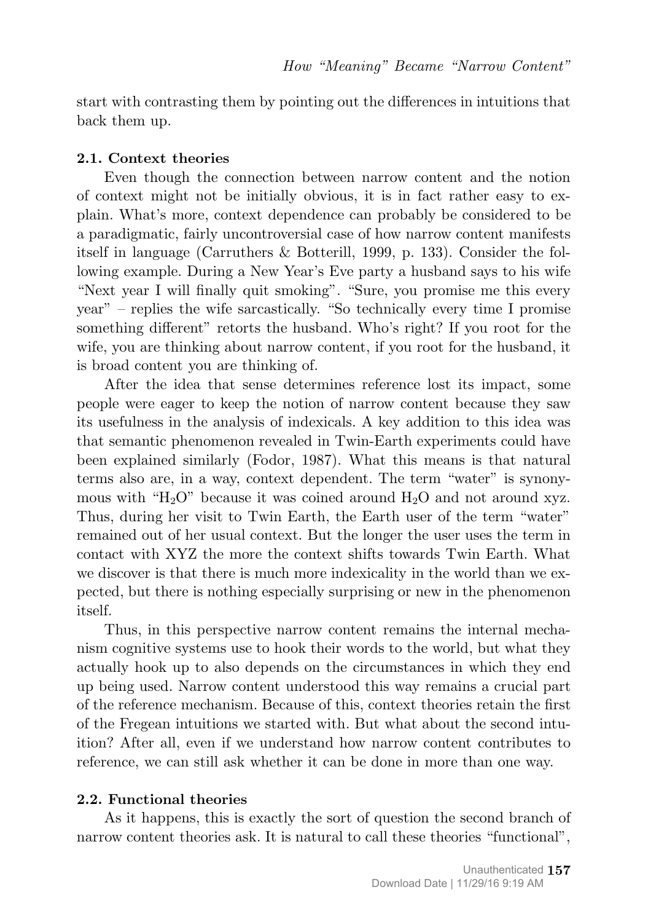start with contrasting them by pointing out the differences in intuitions that back them up.

### 2.1. Context theories

Even though the connection between narrow content and the notion of context might not be initially obvious, it is in fact rather easy to explain. What's more, context dependence can probably be considered to be a paradigmatic, fairly uncontroversial case of how narrow content manifests itself in language (Carruthers & Botterill, 1999, p. 133). Consider the following example. During a New Year's Eve party a husband says to his wife "Next year I will finally quit smoking". "Sure, you promise me this every year" – replies the wife sarcastically. "So technically every time I promise something different" retorts the husband. Who's right? If you root for the wife, you are thinking about narrow content, if you root for the husband, it is broad content you are thinking of.

After the idea that sense determines reference lost its impact, some people were eager to keep the notion of narrow content because they saw its usefulness in the analysis of indexicals. A key addition to this idea was that semantic phenomenon revealed in Twin-Earth experiments could have been explained similarly (Fodor, 1987). What this means is that natural terms also are, in a way, context dependent. The term "water" is synonymous with "$H_2O$" because it was coined around $H_2O$ and not around xyz. Thus, during her visit to Twin Earth, the Earth user of the term "water" remained out of her usual context. But the longer the user uses the term in contact with XYZ the more the context shifts towards Twin Earth. What we discover is that there is much more indexicality in the world than we expected, but there is nothing especially surprising or new in the phenomenon itself.

Thus, in this perspective narrow content remains the internal mechanism cognitive systems use to hook their words to the world, but what they actually hook up to also depends on the circumstances in which they end up being used. Narrow content understood this way remains a crucial part of the reference mechanism. Because of this, context theories retain the first of the Fregean intuitions we started with. But what about the second intuition? After all, even if we understand how narrow content contributes to reference, we can still ask whether it can be done in more than one way.

### 2.2. Functional theories

As it happens, this is exactly the sort of question the second branch of narrow content theories ask. It is natural to call these theories "functional",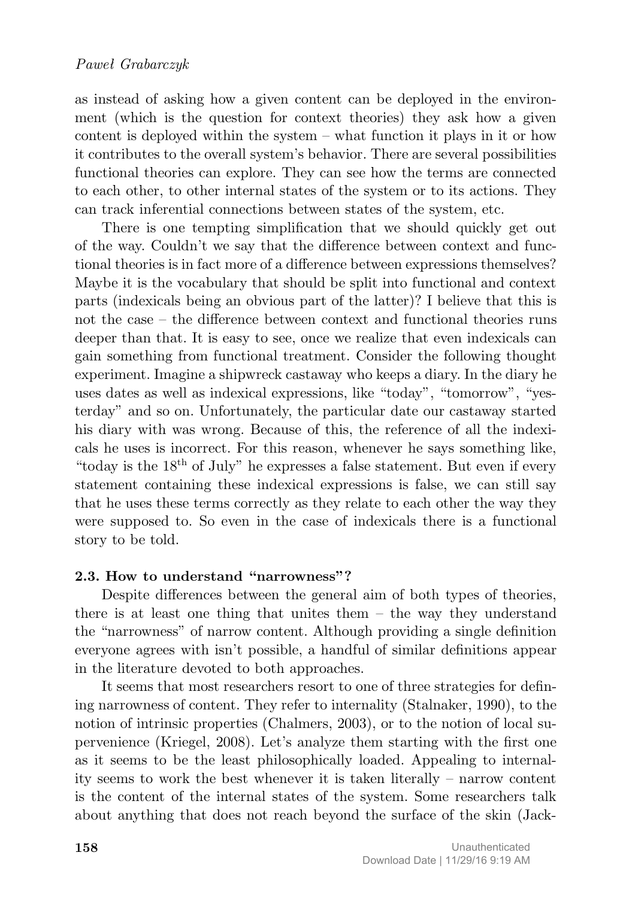as instead of asking how a given content can be deployed in the environment (which is the question for context theories) they ask how a given content is deployed within the system – what function it plays in it or how it contributes to the overall system's behavior. There are several possibilities functional theories can explore. They can see how the terms are connected to each other, to other internal states of the system or to its actions. They can track inferential connections between states of the system, etc.

There is one tempting simplification that we should quickly get out of the way. Couldn't we say that the difference between context and functional theories is in fact more of a difference between expressions themselves? Maybe it is the vocabulary that should be split into functional and context parts (indexicals being an obvious part of the latter)? I believe that this is not the case – the difference between context and functional theories runs deeper than that. It is easy to see, once we realize that even indexicals can gain something from functional treatment. Consider the following thought experiment. Imagine a shipwreck castaway who keeps a diary. In the diary he uses dates as well as indexical expressions, like "today", "tomorrow", "yesterday" and so on. Unfortunately, the particular date our castaway started his diary with was wrong. Because of this, the reference of all the indexicals he uses is incorrect. For this reason, whenever he says something like, "today is the 18th of July" he expresses a false statement. But even if every statement containing these indexical expressions is false, we can still say that he uses these terms correctly as they relate to each other the way they were supposed to. So even in the case of indexicals there is a functional story to be told.

### 2.3. How to understand "narrowness"?

Despite differences between the general aim of both types of theories, there is at least one thing that unites them – the way they understand the "narrowness" of narrow content. Although providing a single definition everyone agrees with isn't possible, a handful of similar definitions appear in the literature devoted to both approaches.

It seems that most researchers resort to one of three strategies for defining narrowness of content. They refer to internality (Stalnaker, 1990), to the notion of intrinsic properties (Chalmers, 2003), or to the notion of local supervenience (Kriegel, 2008). Let's analyze them starting with the first one as it seems to be the least philosophically loaded. Appealing to internality seems to work the best whenever it is taken literally – narrow content is the content of the internal states of the system. Some researchers talk about anything that does not reach beyond the surface of the skin (Jack-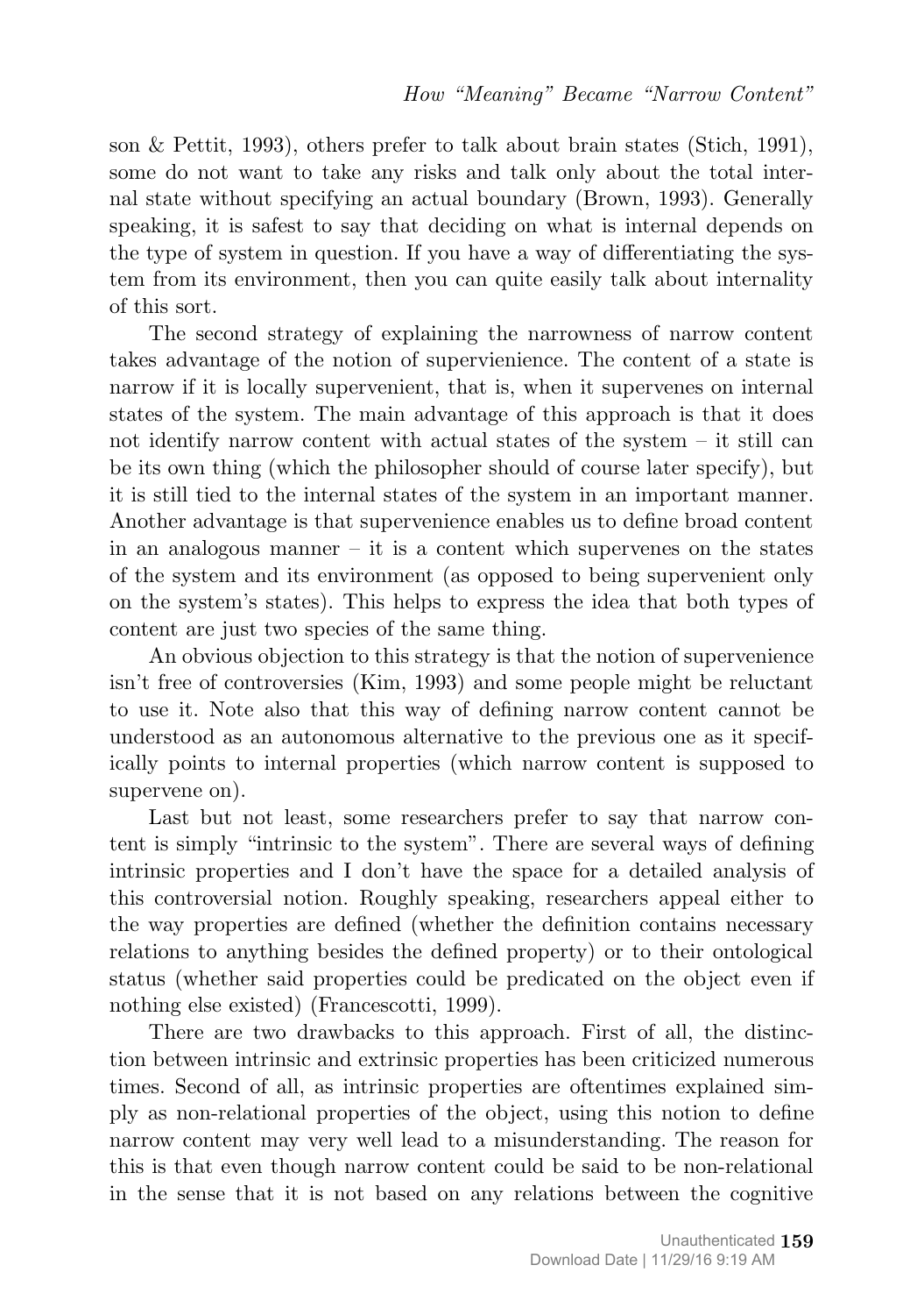son & Pettit, 1993), others prefer to talk about brain states (Stich, 1991), some do not want to take any risks and talk only about the total internal state without specifying an actual boundary (Brown, 1993). Generally speaking, it is safest to say that deciding on what is internal depends on the type of system in question. If you have a way of differentiating the system from its environment, then you can quite easily talk about internality of this sort.

The second strategy of explaining the narrowness of narrow content takes advantage of the notion of supervienience. The content of a state is narrow if it is locally supervenient, that is, when it supervenes on internal states of the system. The main advantage of this approach is that it does not identify narrow content with actual states of the system – it still can be its own thing (which the philosopher should of course later specify), but it is still tied to the internal states of the system in an important manner. Another advantage is that supervenience enables us to define broad content in an analogous manner – it is a content which supervenes on the states of the system and its environment (as opposed to being supervenient only on the system's states). This helps to express the idea that both types of content are just two species of the same thing.

An obvious objection to this strategy is that the notion of supervenience isn't free of controversies (Kim, 1993) and some people might be reluctant to use it. Note also that this way of defining narrow content cannot be understood as an autonomous alternative to the previous one as it specifically points to internal properties (which narrow content is supposed to supervene on).

Last but not least, some researchers prefer to say that narrow content is simply "intrinsic to the system". There are several ways of defining intrinsic properties and I don't have the space for a detailed analysis of this controversial notion. Roughly speaking, researchers appeal either to the way properties are defined (whether the definition contains necessary relations to anything besides the defined property) or to their ontological status (whether said properties could be predicated on the object even if nothing else existed) (Francescotti, 1999).

There are two drawbacks to this approach. First of all, the distinction between intrinsic and extrinsic properties has been criticized numerous times. Second of all, as intrinsic properties are oftentimes explained simply as non-relational properties of the object, using this notion to define narrow content may very well lead to a misunderstanding. The reason for this is that even though narrow content could be said to be non-relational in the sense that it is not based on any relations between the cognitive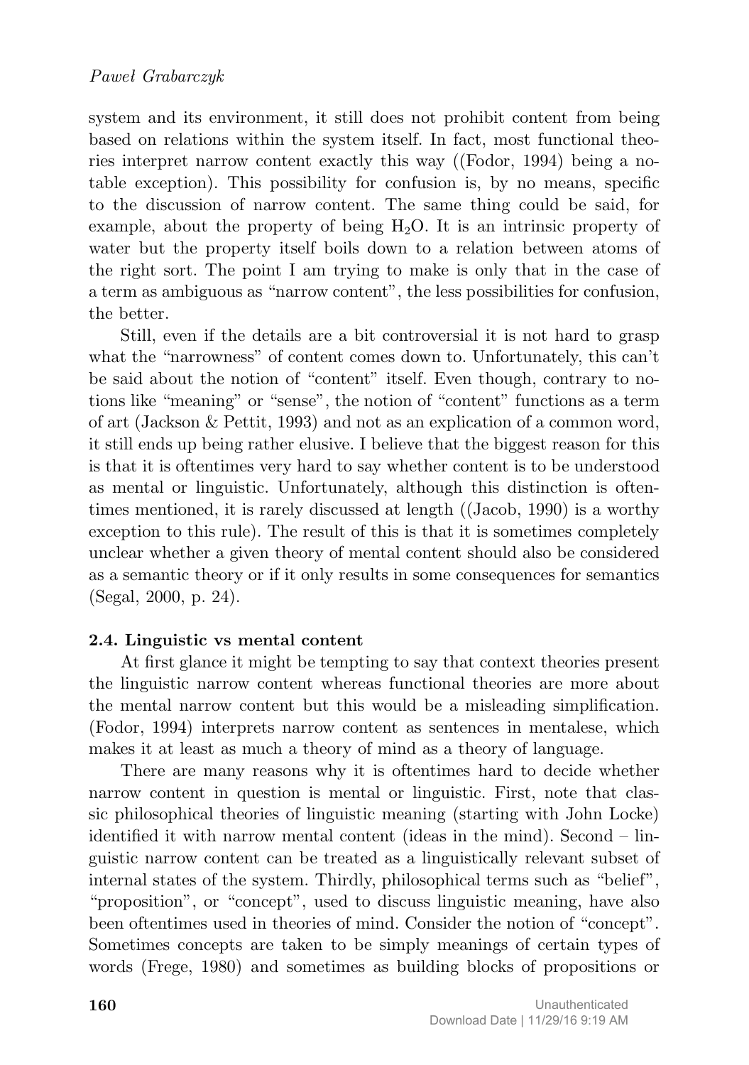system and its environment, it still does not prohibit content from being based on relations within the system itself. In fact, most functional theories interpret narrow content exactly this way ((Fodor, 1994) being a notable exception). This possibility for confusion is, by no means, specific to the discussion of narrow content. The same thing could be said, for example, about the property of being $H_2O$. It is an intrinsic property of water but the property itself boils down to a relation between atoms of the right sort. The point I am trying to make is only that in the case of a term as ambiguous as "narrow content", the less possibilities for confusion, the better.

Still, even if the details are a bit controversial it is not hard to grasp what the "narrowness" of content comes down to. Unfortunately, this can't be said about the notion of "content" itself. Even though, contrary to notions like "meaning" or "sense", the notion of "content" functions as a term of art (Jackson & Pettit, 1993) and not as an explication of a common word, it still ends up being rather elusive. I believe that the biggest reason for this is that it is oftentimes very hard to say whether content is to be understood as mental or linguistic. Unfortunately, although this distinction is oftentimes mentioned, it is rarely discussed at length ((Jacob, 1990) is a worthy exception to this rule). The result of this is that it is sometimes completely unclear whether a given theory of mental content should also be considered as a semantic theory or if it only results in some consequences for semantics (Segal, 2000, p. 24).

### 2.4. Linguistic vs mental content

At first glance it might be tempting to say that context theories present the linguistic narrow content whereas functional theories are more about the mental narrow content but this would be a misleading simplification. (Fodor, 1994) interprets narrow content as sentences in mentalese, which makes it at least as much a theory of mind as a theory of language.

There are many reasons why it is oftentimes hard to decide whether narrow content in question is mental or linguistic. First, note that classic philosophical theories of linguistic meaning (starting with John Locke) identified it with narrow mental content (ideas in the mind). Second – linguistic narrow content can be treated as a linguistically relevant subset of internal states of the system. Thirdly, philosophical terms such as "belief", "proposition", or "concept", used to discuss linguistic meaning, have also been oftentimes used in theories of mind. Consider the notion of "concept". Sometimes concepts are taken to be simply meanings of certain types of words (Frege, 1980) and sometimes as building blocks of propositions or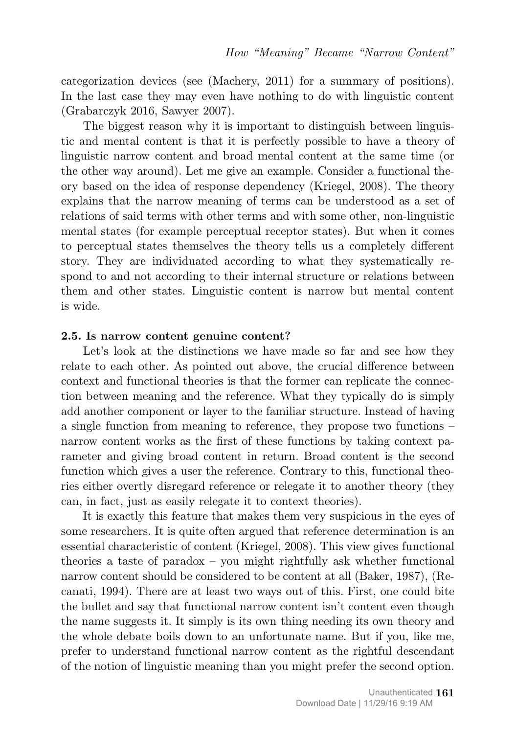categorization devices (see (Machery, 2011) for a summary of positions). In the last case they may even have nothing to do with linguistic content (Grabarczyk 2016, Sawyer 2007).

The biggest reason why it is important to distinguish between linguistic and mental content is that it is perfectly possible to have a theory of linguistic narrow content and broad mental content at the same time (or the other way around). Let me give an example. Consider a functional theory based on the idea of response dependency (Kriegel, 2008). The theory explains that the narrow meaning of terms can be understood as a set of relations of said terms with other terms and with some other, non-linguistic mental states (for example perceptual receptor states). But when it comes to perceptual states themselves the theory tells us a completely different story. They are individuated according to what they systematically respond to and not according to their internal structure or relations between them and other states. Linguistic content is narrow but mental content is wide.

### 2.5. Is narrow content genuine content?

Let's look at the distinctions we have made so far and see how they relate to each other. As pointed out above, the crucial difference between context and functional theories is that the former can replicate the connection between meaning and the reference. What they typically do is simply add another component or layer to the familiar structure. Instead of having a single function from meaning to reference, they propose two functions – narrow content works as the first of these functions by taking context parameter and giving broad content in return. Broad content is the second function which gives a user the reference. Contrary to this, functional theories either overtly disregard reference or relegate it to another theory (they can, in fact, just as easily relegate it to context theories).

It is exactly this feature that makes them very suspicious in the eyes of some researchers. It is quite often argued that reference determination is an essential characteristic of content (Kriegel, 2008). This view gives functional theories a taste of paradox – you might rightfully ask whether functional narrow content should be considered to be content at all (Baker, 1987), (Recanati, 1994). There are at least two ways out of this. First, one could bite the bullet and say that functional narrow content isn't content even though the name suggests it. It simply is its own thing needing its own theory and the whole debate boils down to an unfortunate name. But if you, like me, prefer to understand functional narrow content as the rightful descendant of the notion of linguistic meaning than you might prefer the second option.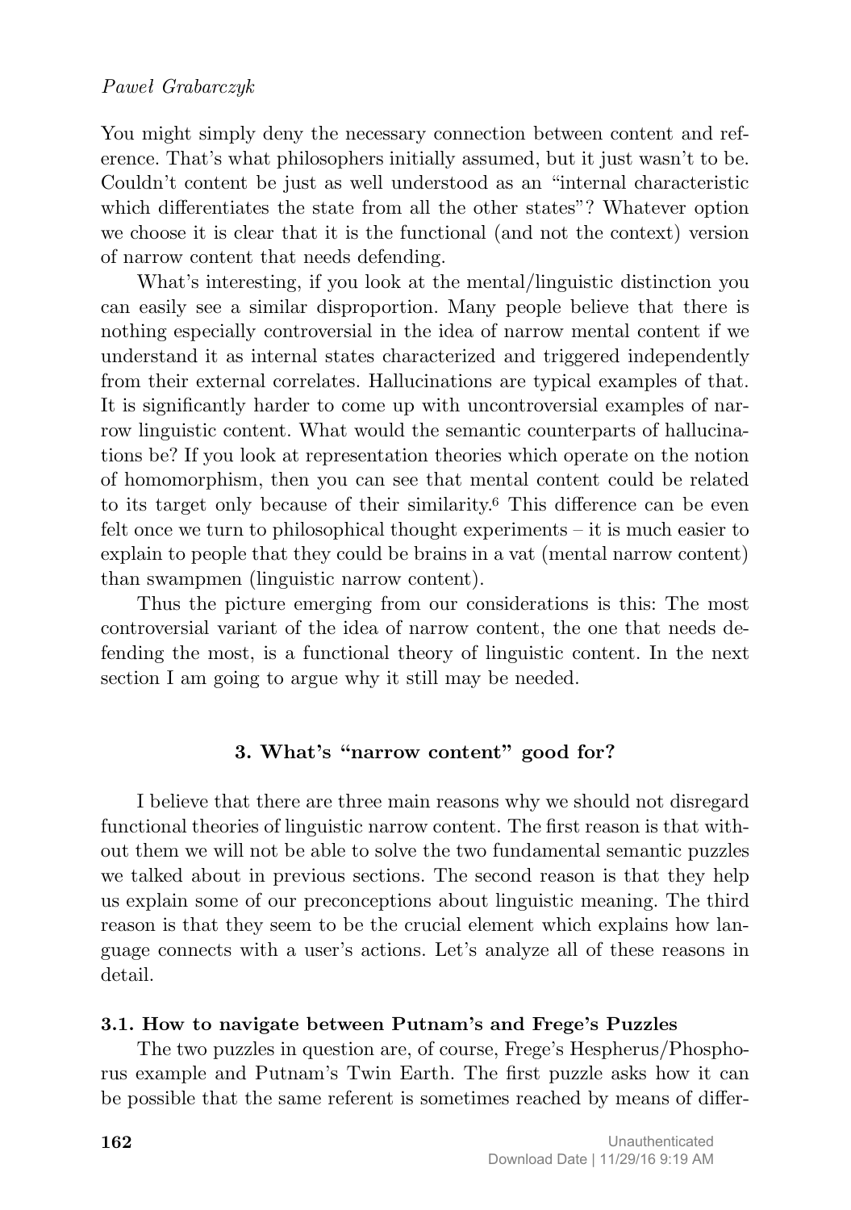You might simply deny the necessary connection between content and reference. That's what philosophers initially assumed, but it just wasn't to be. Couldn't content be just as well understood as an "internal characteristic which differentiates the state from all the other states"? Whatever option we choose it is clear that it is the functional (and not the context) version of narrow content that needs defending.

What's interesting, if you look at the mental/linguistic distinction you can easily see a similar disproportion. Many people believe that there is nothing especially controversial in the idea of narrow mental content if we understand it as internal states characterized and triggered independently from their external correlates. Hallucinations are typical examples of that. It is significantly harder to come up with uncontroversial examples of narrow linguistic content. What would the semantic counterparts of hallucinations be? If you look at representation theories which operate on the notion of homomorphism, then you can see that mental content could be related to its target only because of their similarity.[6] This difference can be even felt once we turn to philosophical thought experiments – it is much easier to explain to people that they could be brains in a vat (mental narrow content) than swampmen (linguistic narrow content).

Thus the picture emerging from our considerations is this: The most controversial variant of the idea of narrow content, the one that needs defending the most, is a functional theory of linguistic content. In the next section I am going to argue why it still may be needed.

## 3. What's "narrow content" good for?

I believe that there are three main reasons why we should not disregard functional theories of linguistic narrow content. The first reason is that without them we will not be able to solve the two fundamental semantic puzzles we talked about in previous sections. The second reason is that they help us explain some of our preconceptions about linguistic meaning. The third reason is that they seem to be the crucial element which explains how language connects with a user's actions. Let's analyze all of these reasons in detail.

### 3.1. How to navigate between Putnam's and Frege's Puzzles

The two puzzles in question are, of course, Frege's Hespherus/Phosphorus example and Putnam's Twin Earth. The first puzzle asks how it can be possible that the same referent is sometimes reached by means of differ-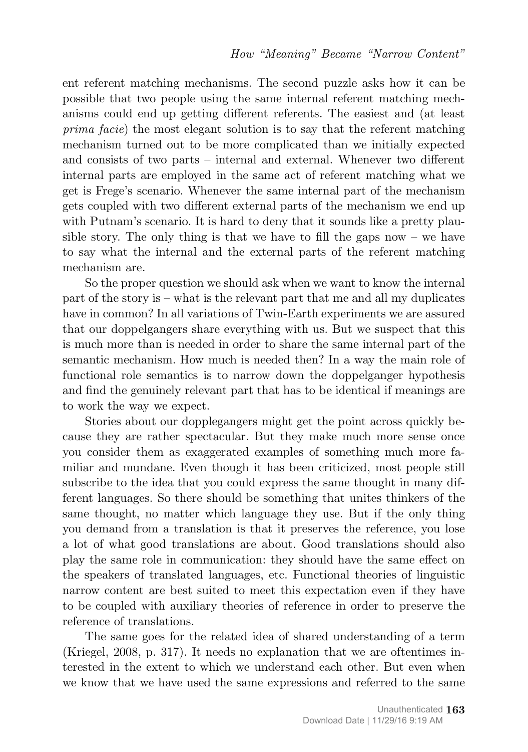ent referent matching mechanisms. The second puzzle asks how it can be possible that two people using the same internal referent matching mechanisms could end up getting different referents. The easiest and (at least *prima facie*) the most elegant solution is to say that the referent matching mechanism turned out to be more complicated than we initially expected and consists of two parts – internal and external. Whenever two different internal parts are employed in the same act of referent matching what we get is Frege's scenario. Whenever the same internal part of the mechanism gets coupled with two different external parts of the mechanism we end up with Putnam's scenario. It is hard to deny that it sounds like a pretty plausible story. The only thing is that we have to fill the gaps now – we have to say what the internal and the external parts of the referent matching mechanism are.

So the proper question we should ask when we want to know the internal part of the story is – what is the relevant part that me and all my duplicates have in common? In all variations of Twin-Earth experiments we are assured that our doppelgangers share everything with us. But we suspect that this is much more than is needed in order to share the same internal part of the semantic mechanism. How much is needed then? In a way the main role of functional role semantics is to narrow down the doppelganger hypothesis and find the genuinely relevant part that has to be identical if meanings are to work the way we expect.

Stories about our dopplegangers might get the point across quickly because they are rather spectacular. But they make much more sense once you consider them as exaggerated examples of something much more familiar and mundane. Even though it has been criticized, most people still subscribe to the idea that you could express the same thought in many different languages. So there should be something that unites thinkers of the same thought, no matter which language they use. But if the only thing you demand from a translation is that it preserves the reference, you lose a lot of what good translations are about. Good translations should also play the same role in communication: they should have the same effect on the speakers of translated languages, etc. Functional theories of linguistic narrow content are best suited to meet this expectation even if they have to be coupled with auxiliary theories of reference in order to preserve the reference of translations.

The same goes for the related idea of shared understanding of a term (Kriegel, 2008, p. 317). It needs no explanation that we are oftentimes interested in the extent to which we understand each other. But even when we know that we have used the same expressions and referred to the same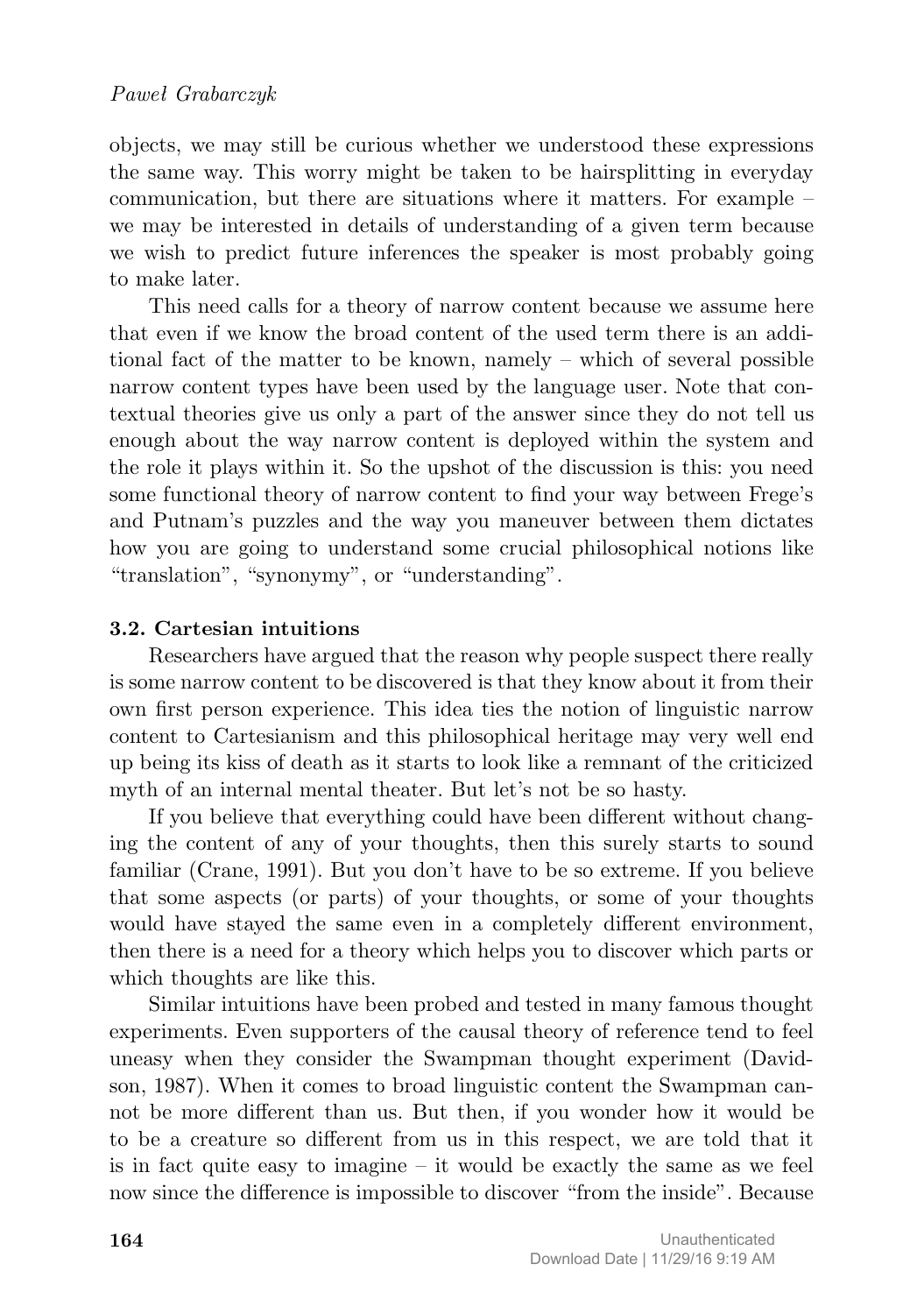objects, we may still be curious whether we understood these expressions the same way. This worry might be taken to be hairsplitting in everyday communication, but there are situations where it matters. For example – we may be interested in details of understanding of a given term because we wish to predict future inferences the speaker is most probably going to make later.

This need calls for a theory of narrow content because we assume here that even if we know the broad content of the used term there is an additional fact of the matter to be known, namely – which of several possible narrow content types have been used by the language user. Note that contextual theories give us only a part of the answer since they do not tell us enough about the way narrow content is deployed within the system and the role it plays within it. So the upshot of the discussion is this: you need some functional theory of narrow content to find your way between Frege's and Putnam's puzzles and the way you maneuver between them dictates how you are going to understand some crucial philosophical notions like "translation", "synonymy", or "understanding".

### 3.2. Cartesian intuitions

Researchers have argued that the reason why people suspect there really is some narrow content to be discovered is that they know about it from their own first person experience. This idea ties the notion of linguistic narrow content to Cartesianism and this philosophical heritage may very well end up being its kiss of death as it starts to look like a remnant of the criticized myth of an internal mental theater. But let's not be so hasty.

If you believe that everything could have been different without changing the content of any of your thoughts, then this surely starts to sound familiar (Crane, 1991). But you don't have to be so extreme. If you believe that some aspects (or parts) of your thoughts, or some of your thoughts would have stayed the same even in a completely different environment, then there is a need for a theory which helps you to discover which parts or which thoughts are like this.

Similar intuitions have been probed and tested in many famous thought experiments. Even supporters of the causal theory of reference tend to feel uneasy when they consider the Swampman thought experiment (Davidson, 1987). When it comes to broad linguistic content the Swampman cannot be more different than us. But then, if you wonder how it would be to be a creature so different from us in this respect, we are told that it is in fact quite easy to imagine – it would be exactly the same as we feel now since the difference is impossible to discover "from the inside". Because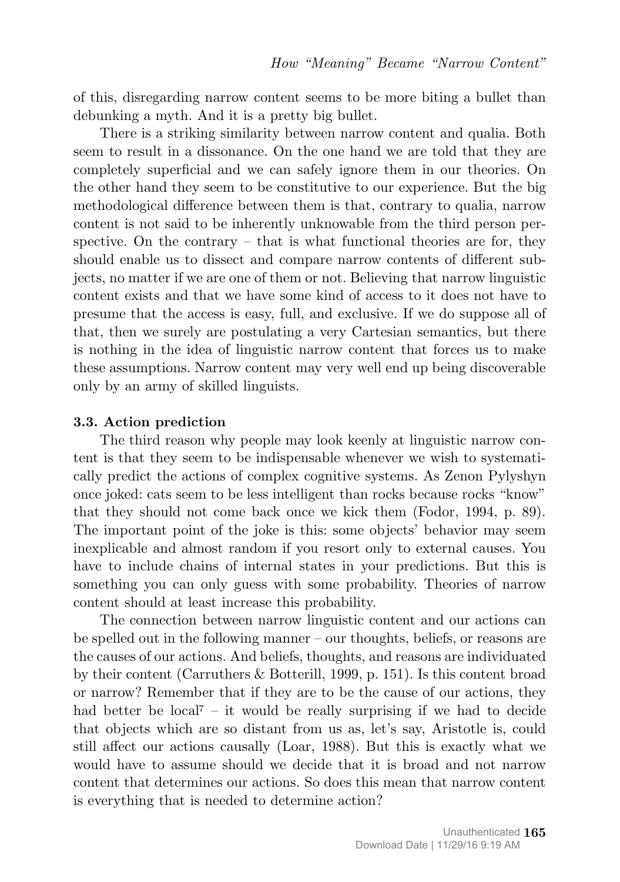of this, disregarding narrow content seems to be more biting a bullet than debunking a myth. And it is a pretty big bullet.

There is a striking similarity between narrow content and qualia. Both seem to result in a dissonance. On the one hand we are told that they are completely superficial and we can safely ignore them in our theories. On the other hand they seem to be constitutive to our experience. But the big methodological difference between them is that, contrary to qualia, narrow content is not said to be inherently unknowable from the third person perspective. On the contrary – that is what functional theories are for, they should enable us to dissect and compare narrow contents of different subjects, no matter if we are one of them or not. Believing that narrow linguistic content exists and that we have some kind of access to it does not have to presume that the access is easy, full, and exclusive. If we do suppose all of that, then we surely are postulating a very Cartesian semantics, but there is nothing in the idea of linguistic narrow content that forces us to make these assumptions. Narrow content may very well end up being discoverable only by an army of skilled linguists.

### 3.3. Action prediction

The third reason why people may look keenly at linguistic narrow content is that they seem to be indispensable whenever we wish to systematically predict the actions of complex cognitive systems. As Zenon Pylyshyn once joked: cats seem to be less intelligent than rocks because rocks "know" that they should not come back once we kick them (Fodor, 1994, p. 89). The important point of the joke is this: some objects' behavior may seem inexplicable and almost random if you resort only to external causes. You have to include chains of internal states in your predictions. But this is something you can only guess with some probability. Theories of narrow content should at least increase this probability.

The connection between narrow linguistic content and our actions can be spelled out in the following manner – our thoughts, beliefs, or reasons are the causes of our actions. And beliefs, thoughts, and reasons are individuated by their content (Carruthers & Botterill, 1999, p. 151). Is this content broad or narrow? Remember that if they are to be the cause of our actions, they had better be local[7] – it would be really surprising if we had to decide that objects which are so distant from us as, let's say, Aristotle is, could still affect our actions causally (Loar, 1988). But this is exactly what we would have to assume should we decide that it is broad and not narrow content that determines our actions. So does this mean that narrow content is everything that is needed to determine action?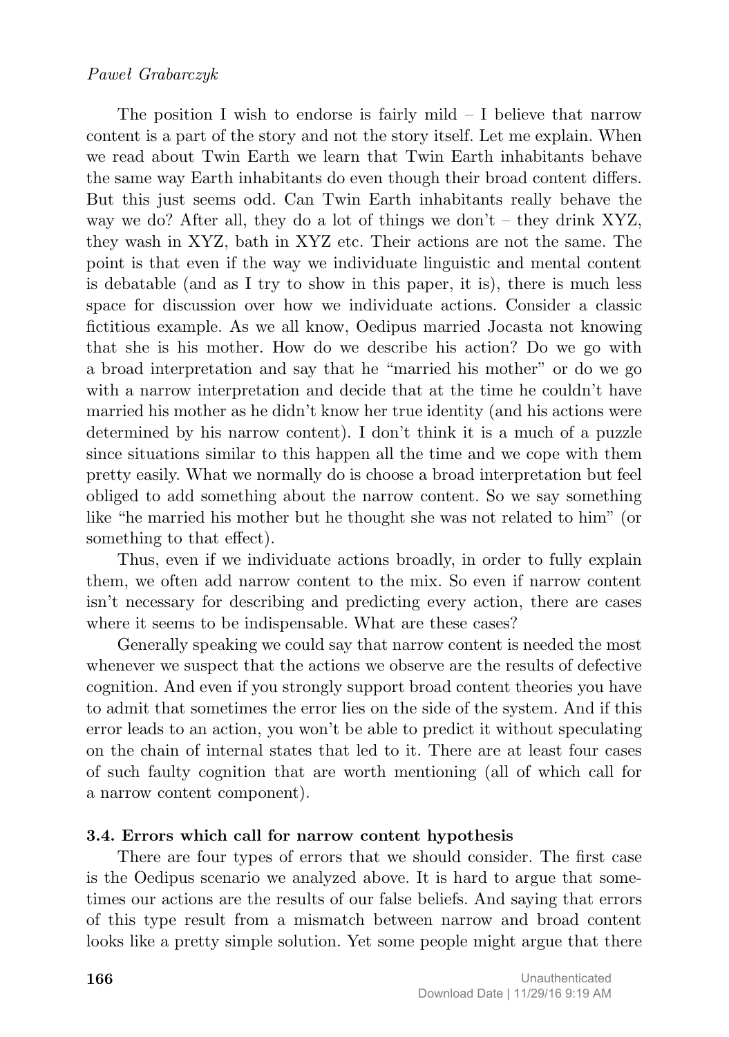The position I wish to endorse is fairly mild – I believe that narrow content is a part of the story and not the story itself. Let me explain. When we read about Twin Earth we learn that Twin Earth inhabitants behave the same way Earth inhabitants do even though their broad content differs. But this just seems odd. Can Twin Earth inhabitants really behave the way we do? After all, they do a lot of things we don't – they drink XYZ, they wash in XYZ, bath in XYZ etc. Their actions are not the same. The point is that even if the way we individuate linguistic and mental content is debatable (and as I try to show in this paper, it is), there is much less space for discussion over how we individuate actions. Consider a classic fictitious example. As we all know, Oedipus married Jocasta not knowing that she is his mother. How do we describe his action? Do we go with a broad interpretation and say that he "married his mother" or do we go with a narrow interpretation and decide that at the time he couldn't have married his mother as he didn't know her true identity (and his actions were determined by his narrow content). I don't think it is a much of a puzzle since situations similar to this happen all the time and we cope with them pretty easily. What we normally do is choose a broad interpretation but feel obliged to add something about the narrow content. So we say something like "he married his mother but he thought she was not related to him" (or something to that effect).

Thus, even if we individuate actions broadly, in order to fully explain them, we often add narrow content to the mix. So even if narrow content isn't necessary for describing and predicting every action, there are cases where it seems to be indispensable. What are these cases?

Generally speaking we could say that narrow content is needed the most whenever we suspect that the actions we observe are the results of defective cognition. And even if you strongly support broad content theories you have to admit that sometimes the error lies on the side of the system. And if this error leads to an action, you won't be able to predict it without speculating on the chain of internal states that led to it. There are at least four cases of such faulty cognition that are worth mentioning (all of which call for a narrow content component).

### 3.4. Errors which call for narrow content hypothesis

There are four types of errors that we should consider. The first case is the Oedipus scenario we analyzed above. It is hard to argue that sometimes our actions are the results of our false beliefs. And saying that errors of this type result from a mismatch between narrow and broad content looks like a pretty simple solution. Yet some people might argue that there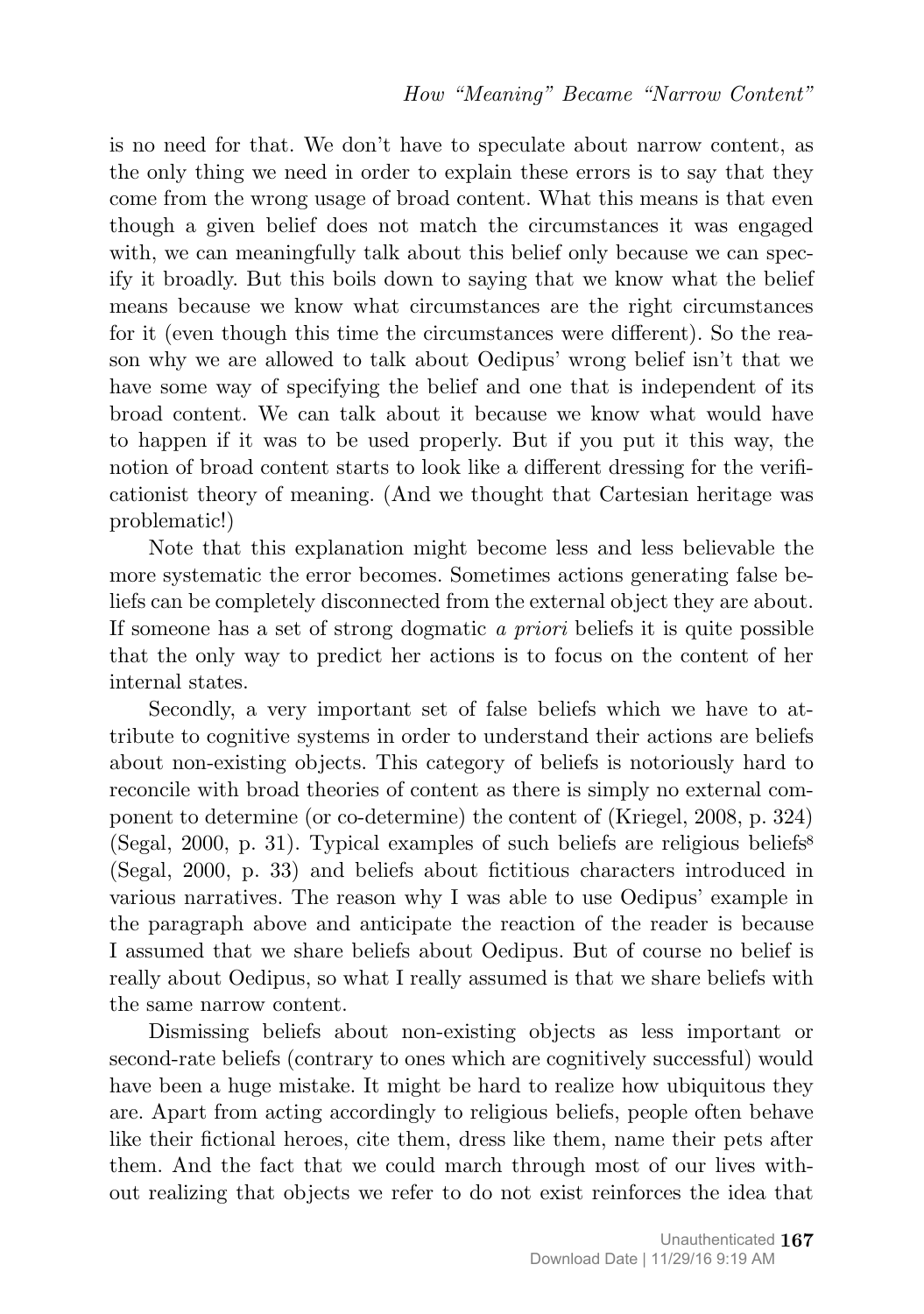is no need for that. We don't have to speculate about narrow content, as the only thing we need in order to explain these errors is to say that they come from the wrong usage of broad content. What this means is that even though a given belief does not match the circumstances it was engaged with, we can meaningfully talk about this belief only because we can specify it broadly. But this boils down to saying that we know what the belief means because we know what circumstances are the right circumstances for it (even though this time the circumstances were different). So the reason why we are allowed to talk about Oedipus' wrong belief isn't that we have some way of specifying the belief and one that is independent of its broad content. We can talk about it because we know what would have to happen if it was to be used properly. But if you put it this way, the notion of broad content starts to look like a different dressing for the verificationist theory of meaning. (And we thought that Cartesian heritage was problematic!)

Note that this explanation might become less and less believable the more systematic the error becomes. Sometimes actions generating false beliefs can be completely disconnected from the external object they are about. If someone has a set of strong dogmatic *a priori* beliefs it is quite possible that the only way to predict her actions is to focus on the content of her internal states.

Secondly, a very important set of false beliefs which we have to attribute to cognitive systems in order to understand their actions are beliefs about non-existing objects. This category of beliefs is notoriously hard to reconcile with broad theories of content as there is simply no external component to determine (or co-determine) the content of (Kriegel, 2008, p. 324) (Segal, 2000, p. 31). Typical examples of such beliefs are religious beliefs[8] (Segal, 2000, p. 33) and beliefs about fictitious characters introduced in various narratives. The reason why I was able to use Oedipus' example in the paragraph above and anticipate the reaction of the reader is because I assumed that we share beliefs about Oedipus. But of course no belief is really about Oedipus, so what I really assumed is that we share beliefs with the same narrow content.

Dismissing beliefs about non-existing objects as less important or second-rate beliefs (contrary to ones which are cognitively successful) would have been a huge mistake. It might be hard to realize how ubiquitous they are. Apart from acting accordingly to religious beliefs, people often behave like their fictional heroes, cite them, dress like them, name their pets after them. And the fact that we could march through most of our lives without realizing that objects we refer to do not exist reinforces the idea that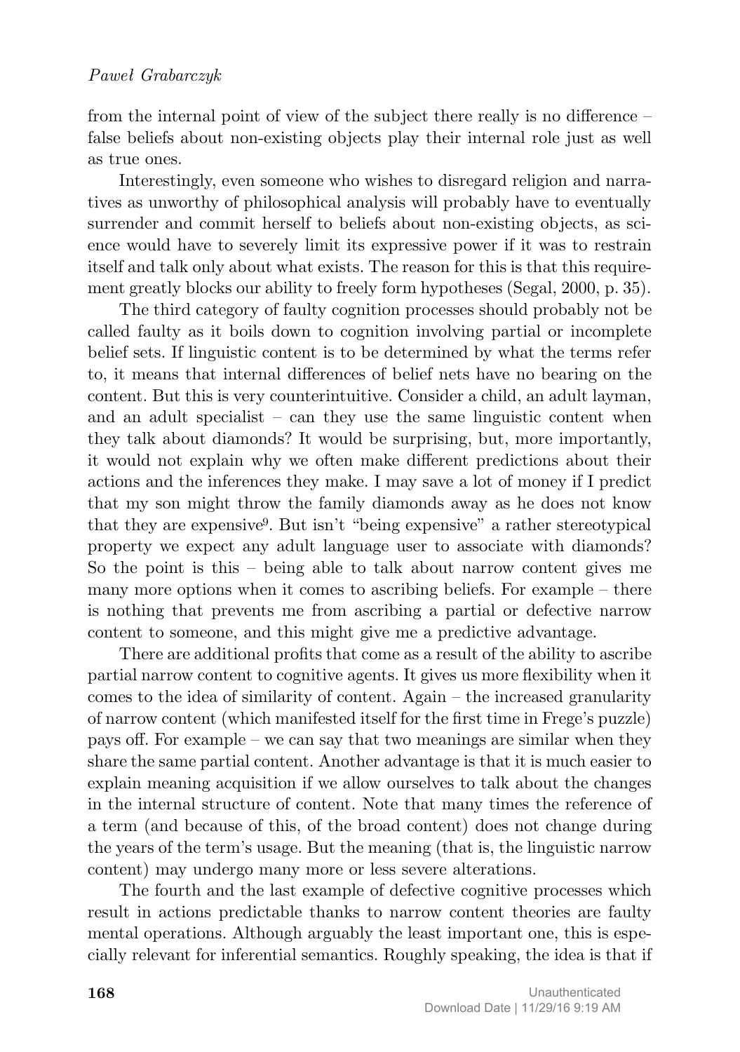from the internal point of view of the subject there really is no difference – false beliefs about non-existing objects play their internal role just as well as true ones.

Interestingly, even someone who wishes to disregard religion and narratives as unworthy of philosophical analysis will probably have to eventually surrender and commit herself to beliefs about non-existing objects, as science would have to severely limit its expressive power if it was to restrain itself and talk only about what exists. The reason for this is that this requirement greatly blocks our ability to freely form hypotheses (Segal, 2000, p. 35).

The third category of faulty cognition processes should probably not be called faulty as it boils down to cognition involving partial or incomplete belief sets. If linguistic content is to be determined by what the terms refer to, it means that internal differences of belief nets have no bearing on the content. But this is very counterintuitive. Consider a child, an adult layman, and an adult specialist – can they use the same linguistic content when they talk about diamonds? It would be surprising, but, more importantly, it would not explain why we often make different predictions about their actions and the inferences they make. I may save a lot of money if I predict that my son might throw the family diamonds away as he does not know that they are expensive[9]. But isn't "being expensive" a rather stereotypical property we expect any adult language user to associate with diamonds? So the point is this – being able to talk about narrow content gives me many more options when it comes to ascribing beliefs. For example – there is nothing that prevents me from ascribing a partial or defective narrow content to someone, and this might give me a predictive advantage.

There are additional profits that come as a result of the ability to ascribe partial narrow content to cognitive agents. It gives us more flexibility when it comes to the idea of similarity of content. Again – the increased granularity of narrow content (which manifested itself for the first time in Frege's puzzle) pays off. For example – we can say that two meanings are similar when they share the same partial content. Another advantage is that it is much easier to explain meaning acquisition if we allow ourselves to talk about the changes in the internal structure of content. Note that many times the reference of a term (and because of this, of the broad content) does not change during the years of the term's usage. But the meaning (that is, the linguistic narrow content) may undergo many more or less severe alterations.

The fourth and the last example of defective cognitive processes which result in actions predictable thanks to narrow content theories are faulty mental operations. Although arguably the least important one, this is especially relevant for inferential semantics. Roughly speaking, the idea is that if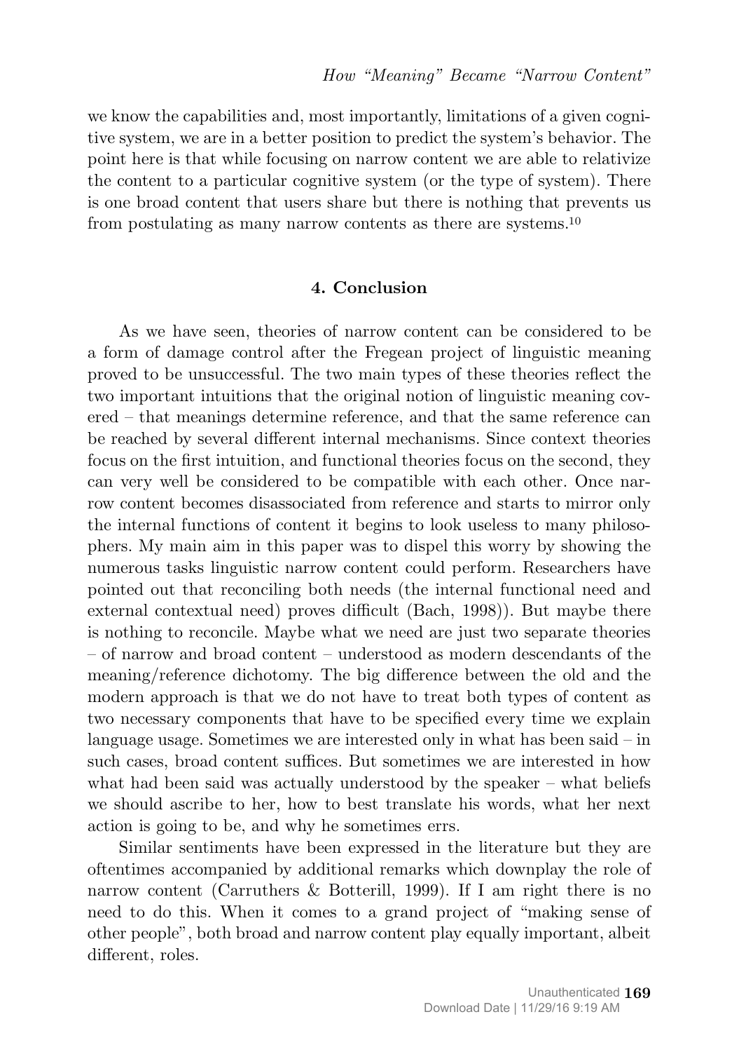we know the capabilities and, most importantly, limitations of a given cognitive system, we are in a better position to predict the system's behavior. The point here is that while focusing on narrow content we are able to relativize the content to a particular cognitive system (or the type of system). There is one broad content that users share but there is nothing that prevents us from postulating as many narrow contents as there are systems.[10]

## 4. Conclusion

As we have seen, theories of narrow content can be considered to be a form of damage control after the Fregean project of linguistic meaning proved to be unsuccessful. The two main types of these theories reflect the two important intuitions that the original notion of linguistic meaning covered – that meanings determine reference, and that the same reference can be reached by several different internal mechanisms. Since context theories focus on the first intuition, and functional theories focus on the second, they can very well be considered to be compatible with each other. Once narrow content becomes disassociated from reference and starts to mirror only the internal functions of content it begins to look useless to many philosophers. My main aim in this paper was to dispel this worry by showing the numerous tasks linguistic narrow content could perform. Researchers have pointed out that reconciling both needs (the internal functional need and external contextual need) proves difficult (Bach, 1998)). But maybe there is nothing to reconcile. Maybe what we need are just two separate theories – of narrow and broad content – understood as modern descendants of the meaning/reference dichotomy. The big difference between the old and the modern approach is that we do not have to treat both types of content as two necessary components that have to be specified every time we explain language usage. Sometimes we are interested only in what has been said – in such cases, broad content suffices. But sometimes we are interested in how what had been said was actually understood by the speaker – what beliefs we should ascribe to her, how to best translate his words, what her next action is going to be, and why he sometimes errs.

Similar sentiments have been expressed in the literature but they are oftentimes accompanied by additional remarks which downplay the role of narrow content (Carruthers & Botterill, 1999). If I am right there is no need to do this. When it comes to a grand project of "making sense of other people", both broad and narrow content play equally important, albeit different, roles.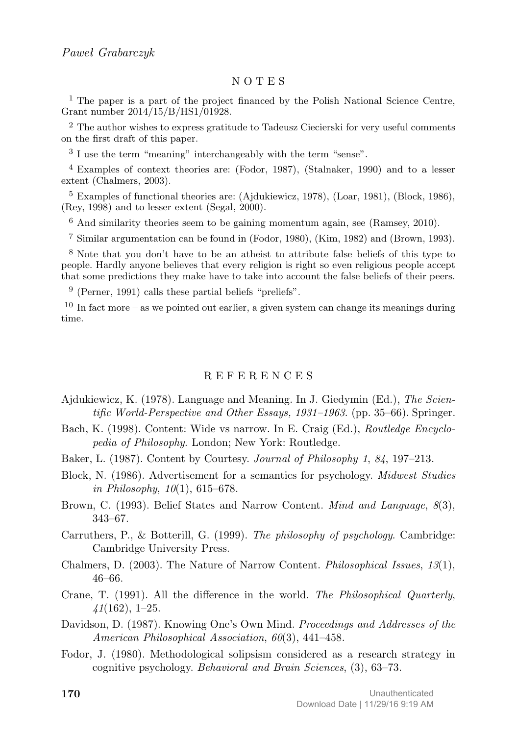## NOTES

[1] The paper is a part of the project financed by the Polish National Science Centre, Grant number 2014/15/B/HS1/01928.

[2] The author wishes to express gratitude to Tadeusz Ciecierski for very useful comments on the first draft of this paper.

[3] I use the term "meaning" interchangeably with the term "sense".

[4] Examples of context theories are: (Fodor, 1987), (Stalnaker, 1990) and to a lesser extent (Chalmers, 2003).

[5] Examples of functional theories are: (Ajdukiewicz, 1978), (Loar, 1981), (Block, 1986), (Rey, 1998) and to lesser extent (Segal, 2000).

[6] And similarity theories seem to be gaining momentum again, see (Ramsey, 2010).

[7] Similar argumentation can be found in (Fodor, 1980), (Kim, 1982) and (Brown, 1993).

[8] Note that you don't have to be an atheist to attribute false beliefs of this type to people. Hardly anyone believes that every religion is right so even religious people accept that some predictions they make have to take into account the false beliefs of their peers.

[9] (Perner, 1991) calls these partial beliefs "preliefs".

[10] In fact more – as we pointed out earlier, a given system can change its meanings during time.

## REFERENCES

Ajdukiewicz, K. (1978). Language and Meaning. In J. Giedymin (Ed.), *The Scientific World-Perspective and Other Essays, 1931–1963*. (pp. 35–66). Springer.

Bach, K. (1998). Content: Wide vs narrow. In E. Craig (Ed.), *Routledge Encyclopedia of Philosophy*. London; New York: Routledge.

Baker, L. (1987). Content by Courtesy. *Journal of Philosophy 1*, *84*, 197–213.

Block, N. (1986). Advertisement for a semantics for psychology. *Midwest Studies in Philosophy*, *10*(1), 615–678.

Brown, C. (1993). Belief States and Narrow Content. *Mind and Language*, *8*(3), 343–67.

Carruthers, P., & Botterill, G. (1999). *The philosophy of psychology*. Cambridge: Cambridge University Press.

Chalmers, D. (2003). The Nature of Narrow Content. *Philosophical Issues*, *13*(1), 46–66.

Crane, T. (1991). All the difference in the world. *The Philosophical Quarterly*, *41*(162), 1–25.

Davidson, D. (1987). Knowing One's Own Mind. *Proceedings and Addresses of the American Philosophical Association*, *60*(3), 441–458.

Fodor, J. (1980). Methodological solipsism considered as a research strategy in cognitive psychology. *Behavioral and Brain Sciences*, (3), 63–73.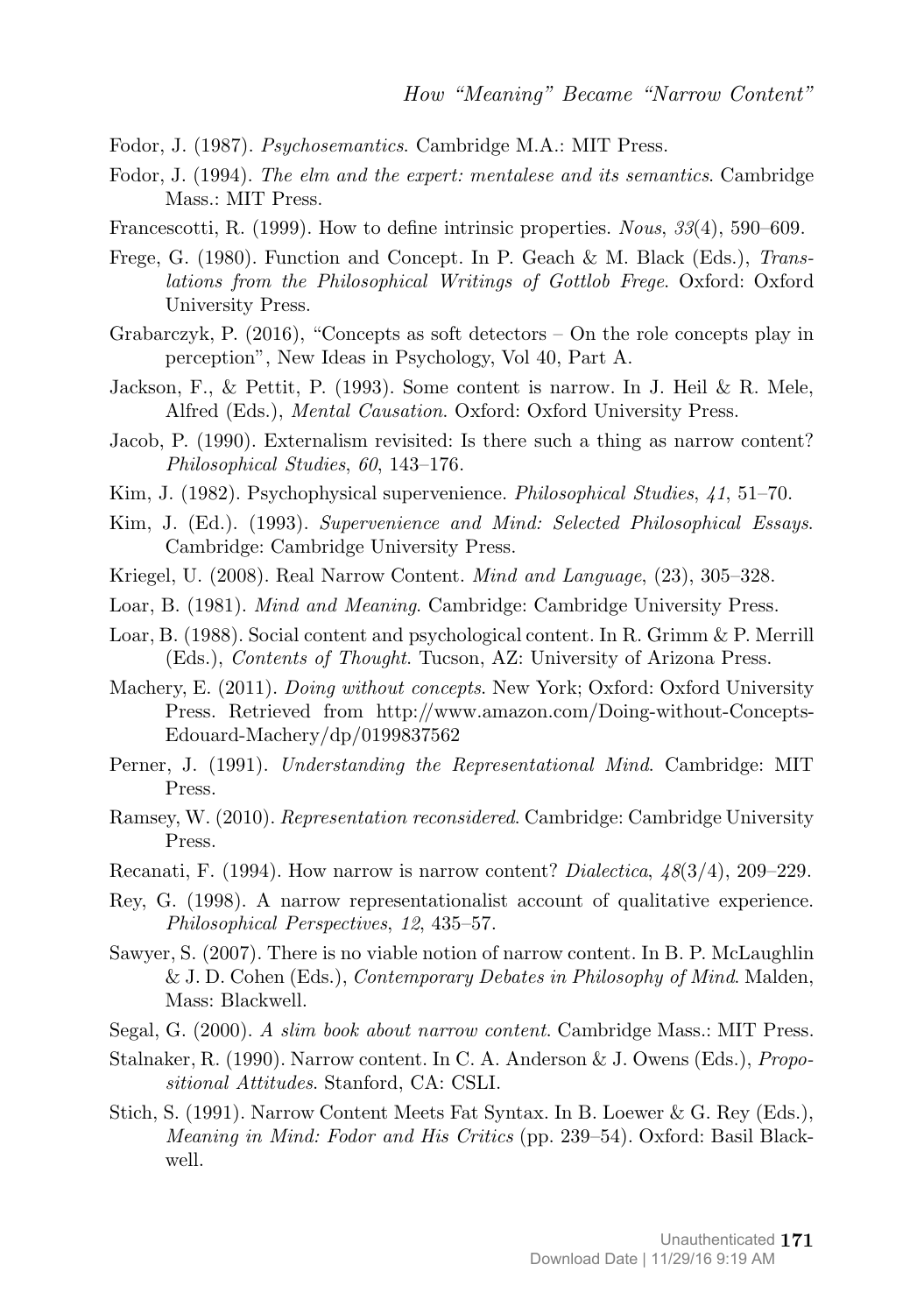Fodor, J. (1987). *Psychosemantics*. Cambridge M.A.: MIT Press.

Fodor, J. (1994). *The elm and the expert: mentalese and its semantics*. Cambridge Mass.: MIT Press.

Francescotti, R. (1999). How to define intrinsic properties. *Nous*, *33*(4), 590–609.

Frege, G. (1980). Function and Concept. In P. Geach & M. Black (Eds.), *Translations from the Philosophical Writings of Gottlob Frege*. Oxford: Oxford University Press.

Grabarczyk, P. (2016), "Concepts as soft detectors – On the role concepts play in perception", New Ideas in Psychology, Vol 40, Part A.

Jackson, F., & Pettit, P. (1993). Some content is narrow. In J. Heil & R. Mele, Alfred (Eds.), *Mental Causation*. Oxford: Oxford University Press.

Jacob, P. (1990). Externalism revisited: Is there such a thing as narrow content? *Philosophical Studies*, *60*, 143–176.

Kim, J. (1982). Psychophysical supervenience. *Philosophical Studies*, *41*, 51–70.

Kim, J. (Ed.). (1993). *Supervenience and Mind: Selected Philosophical Essays*. Cambridge: Cambridge University Press.

Kriegel, U. (2008). Real Narrow Content. *Mind and Language*, (23), 305–328.

Loar, B. (1981). *Mind and Meaning*. Cambridge: Cambridge University Press.

Loar, B. (1988). Social content and psychological content. In R. Grimm & P. Merrill (Eds.), *Contents of Thought*. Tucson, AZ: University of Arizona Press.

Machery, E. (2011). *Doing without concepts*. New York; Oxford: Oxford University Press. Retrieved from http://www.amazon.com/Doing-without-Concepts-Edouard-Machery/dp/0199837562

Perner, J. (1991). *Understanding the Representational Mind*. Cambridge: MIT Press.

Ramsey, W. (2010). *Representation reconsidered*. Cambridge: Cambridge University Press.

Recanati, F. (1994). How narrow is narrow content? *Dialectica*, *48*(3/4), 209–229.

Rey, G. (1998). A narrow representationalist account of qualitative experience. *Philosophical Perspectives*, *12*, 435–57.

Sawyer, S. (2007). There is no viable notion of narrow content. In B. P. McLaughlin & J. D. Cohen (Eds.), *Contemporary Debates in Philosophy of Mind*. Malden, Mass: Blackwell.

Segal, G. (2000). *A slim book about narrow content*. Cambridge Mass.: MIT Press.

Stalnaker, R. (1990). Narrow content. In C. A. Anderson & J. Owens (Eds.), *Propositional Attitudes*. Stanford, CA: CSLI.

Stich, S. (1991). Narrow Content Meets Fat Syntax. In B. Loewer & G. Rey (Eds.), *Meaning in Mind: Fodor and His Critics* (pp. 239–54). Oxford: Basil Blackwell.